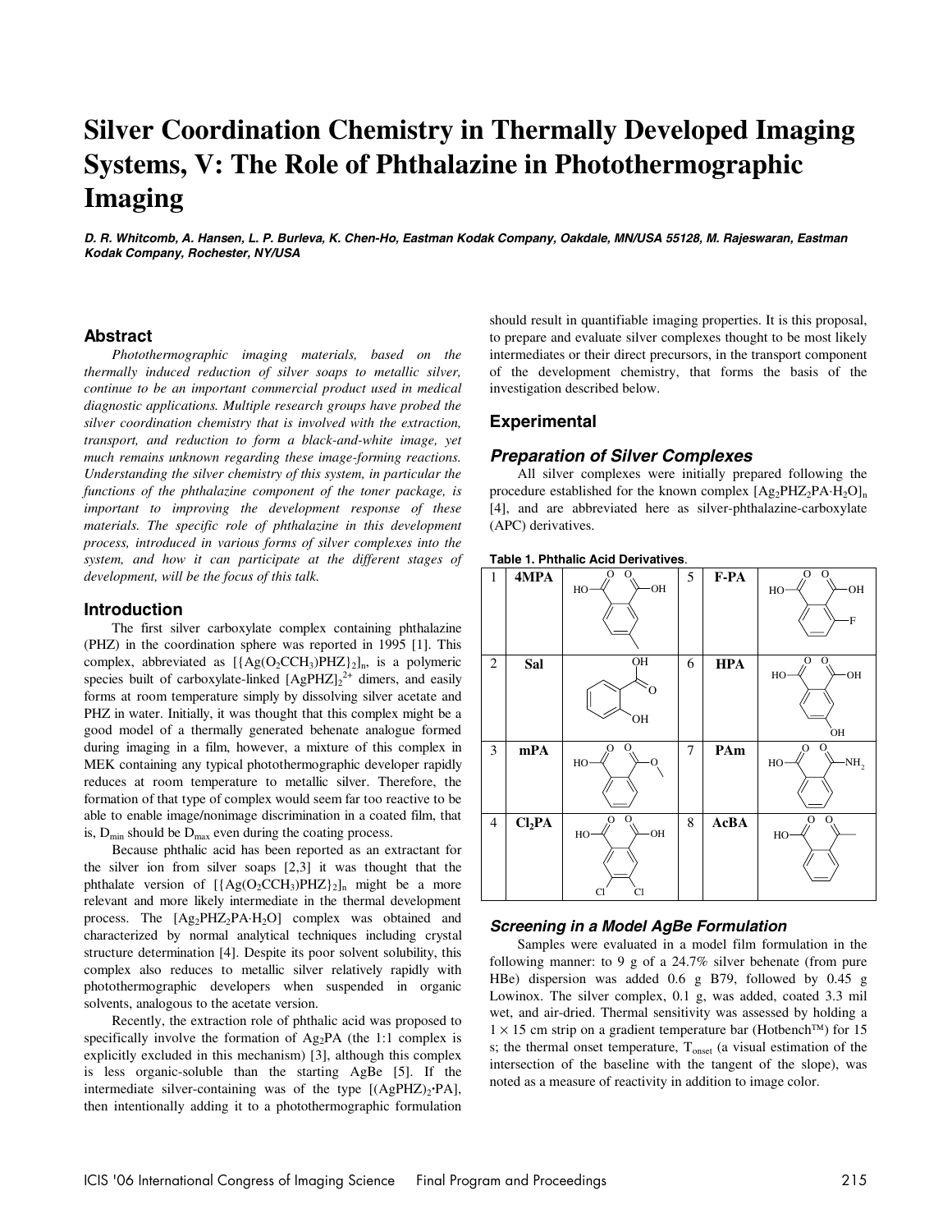# Silver Coordination Chemistry in Thermally Developed Imaging Systems, V: The Role of Phthalazine in Photothermographic Imaging

***D. R. Whitcomb, A. Hansen, L. P. Burleva, K. Chen-Ho, Eastman Kodak Company, Oakdale, MN/USA 55128, M. Rajeswaran, Eastman Kodak Company, Rochester, NY/USA***

## Abstract

*Photothermographic imaging materials, based on the thermally induced reduction of silver soaps to metallic silver, continue to be an important commercial product used in medical diagnostic applications. Multiple research groups have probed the silver coordination chemistry that is involved with the extraction, transport, and reduction to form a black-and-white image, yet much remains unknown regarding these image-forming reactions. Understanding the silver chemistry of this system, in particular the functions of the phthalazine component of the toner package, is important to improving the development response of these materials. The specific role of phthalazine in this development process, introduced in various forms of silver complexes into the system, and how it can participate at the different stages of development, will be the focus of this talk.*

## Introduction

The first silver carboxylate complex containing phthalazine (PHZ) in the coordination sphere was reported in 1995 [1]. This complex, abbreviated as $[\{Ag(O_2CCH_3)PHZ\}_2]_n$, is a polymeric species built of carboxylate-linked $[AgPHZ]_2^{2+}$ dimers, and easily forms at room temperature simply by dissolving silver acetate and PHZ in water. Initially, it was thought that this complex might be a good model of a thermally generated behenate analogue formed during imaging in a film, however, a mixture of this complex in MEK containing any typical photothermographic developer rapidly reduces at room temperature to metallic silver. Therefore, the formation of that type of complex would seem far too reactive to be able to enable image/nonimage discrimination in a coated film, that is, $D_{min}$ should be $D_{max}$ even during the coating process.

Because phthalic acid has been reported as an extractant for the silver ion from silver soaps [2,3] it was thought that the phthalate version of $[\{Ag(O_2CCH_3)PHZ\}_2]_n$ might be a more relevant and more likely intermediate in the thermal development process. The $[Ag_2PHZ_2PA{\cdot}H_2O]$ complex was obtained and characterized by normal analytical techniques including crystal structure determination [4]. Despite its poor solvent solubility, this complex also reduces to metallic silver relatively rapidly with photothermographic developers when suspended in organic solvents, analogous to the acetate version.

Recently, the extraction role of phthalic acid was proposed to specifically involve the formation of $Ag_2PA$ (the 1:1 complex is explicitly excluded in this mechanism) [3], although this complex is less organic-soluble than the starting AgBe [5]. If the intermediate silver-containing was of the type $[(AgPHZ)_2{\cdot}PA]$, then intentionally adding it to a photothermographic formulation should result in quantifiable imaging properties. It is this proposal, to prepare and evaluate silver complexes thought to be most likely intermediates or their direct precursors, in the transport component of the development chemistry, that forms the basis of the investigation described below.

## Experimental

### *Preparation of Silver Complexes*

All silver complexes were initially prepared following the procedure established for the known complex $[Ag_2PHZ_2PA{\cdot}H_2O]_n$ [4], and are abbreviated here as silver-phthalazine-carboxylate (APC) derivatives.

**Table 1. Phthalic Acid Derivatives.**

| | | | | | |
|---|---|---|---|---|---|
| 1 | **4MPA** | [structure] | 5 | **F-PA** | [structure] |
| 2 | **Sal** | [structure] | 6 | **HPA** | [structure] |
| 3 | **mPA** | [structure] | 7 | **PAm** | [structure] |
| 4 | **$Cl_2PA$** | [structure] | 8 | **AcBA** | [structure] |

### *Screening in a Model AgBe Formulation*

Samples were evaluated in a model film formulation in the following manner: to 9 g of a 24.7% silver behenate (from pure HBe) dispersion was added 0.6 g B79, followed by 0.45 g Lowinox. The silver complex, 0.1 g, was added, coated 3.3 mil wet, and air-dried. Thermal sensitivity was assessed by holding a $1 \times 15$ cm strip on a gradient temperature bar (Hotbench™) for 15 s; the thermal onset temperature, $T_{onset}$ (a visual estimation of the intersection of the baseline with the tangent of the slope), was noted as a measure of reactivity in addition to image color.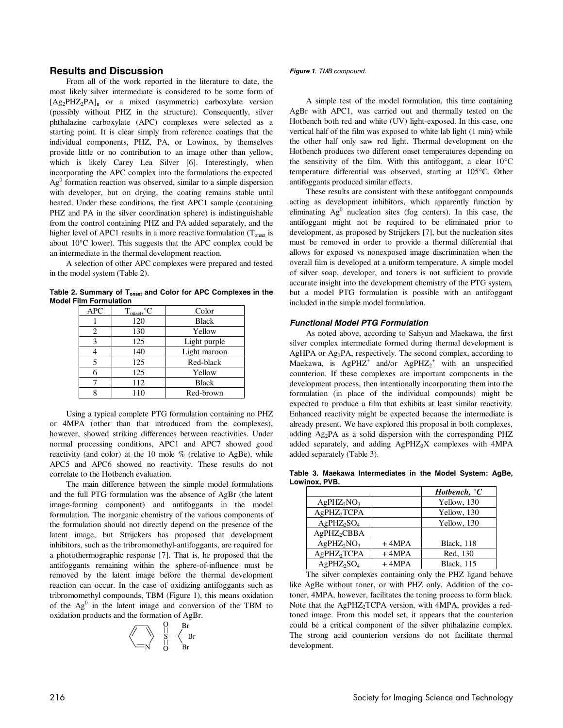## Results and Discussion

From all of the work reported in the literature to date, the most likely silver intermediate is considered to be some form of $[Ag_2PHZ_2PA]_n$ or a mixed (asymmetric) carboxylate version (possibly without PHZ in the structure). Consequently, silver phthalazine carboxylate (APC) complexes were selected as a starting point. It is clear simply from reference coatings that the individual components, PHZ, PA, or Lowinox, by themselves provide little or no contribution to an image other than yellow, which is likely Carey Lea Silver [6]. Interestingly, when incorporating the APC complex into the formulations the expected $Ag^0$ formation reaction was observed, similar to a simple dispersion with developer, but on drying, the coating remains stable until heated. Under these conditions, the first APC1 sample (containing PHZ and PA in the silver coordination sphere) is indistinguishable from the control containing PHZ and PA added separately, and the higher level of APC1 results in a more reactive formulation ($T_{onset}$ is about 10°C lower). This suggests that the APC complex could be an intermediate in the thermal development reaction.

A selection of other APC complexes were prepared and tested in the model system (Table 2).

**Table 2. Summary of $T_{onset}$ and Color for APC Complexes in the Model Film Formulation**

| APC | $T_{onset}$,°C | Color |
|---|---|---|
| 1 | 120 | Black |
| 2 | 130 | Yellow |
| 3 | 125 | Light purple |
| 4 | 140 | Light maroon |
| 5 | 125 | Red-black |
| 6 | 125 | Yellow |
| 7 | 112 | Black |
| 8 | 110 | Red-brown |

Using a typical complete PTG formulation containing no PHZ or 4MPA (other than that introduced from the complexes), however, showed striking differences between reactivities. Under normal processing conditions, APC1 and APC7 showed good reactivity (and color) at the 10 mole % (relative to AgBe), while APC5 and APC6 showed no reactivity. These results do not correlate to the Hotbench evaluation.

The main difference between the simple model formulations and the full PTG formulation was the absence of AgBr (the latent image-forming component) and antifoggants in the model formulation. The inorganic chemistry of the various components of the formulation should not directly depend on the presence of the latent image, but Strijckers has proposed that development inhibitors, such as the tribromomethyl-antifoggants, are required for a photothermographic response [7]. That is, he proposed that the antifoggants remaining within the sphere-of-influence must be removed by the latent image before the thermal development reaction can occur. In the case of oxidizing antifoggants such as tribromomethyl compounds, TBM (Figure 1), this means oxidation of the $Ag^0$ in the latent image and conversion of the TBM to oxidation products and the formation of AgBr.

***Figure 1**. TMB compound.*

A simple test of the model formulation, this time containing AgBr with APC1, was carried out and thermally tested on the Hotbench both red and white (UV) light-exposed. In this case, one vertical half of the film was exposed to white lab light (1 min) while the other half only saw red light. Thermal development on the Hotbench produces two different onset temperatures depending on the sensitivity of the film. With this antifoggant, a clear 10°C temperature differential was observed, starting at 105°C. Other antifoggants produced similar effects.

These results are consistent with these antifoggant compounds acting as development inhibitors, which apparently function by eliminating $Ag^0$ nucleation sites (fog centers). In this case, the antifoggant might not be required to be eliminated prior to development, as proposed by Strijckers [7], but the nucleation sites must be removed in order to provide a thermal differential that allows for exposed vs nonexposed image discrimination when the overall film is developed at a uniform temperature. A simple model of silver soap, developer, and toners is not sufficient to provide accurate insight into the development chemistry of the PTG system, but a model PTG formulation is possible with an antifoggant included in the simple model formulation.

### *Functional Model PTG Formulation*

As noted above, according to Sahyun and Maekawa, the first silver complex intermediate formed during thermal development is AgHPA or $Ag_2PA$, respectively. The second complex, according to Maekawa, is $AgPHZ^+$ and/or $AgPHZ_2^+$ with an unspecified counterion. If these complexes are important components in the development process, then intentionally incorporating them into the formulation (in place of the individual compounds) might be expected to produce a film that exhibits at least similar reactivity. Enhanced reactivity might be expected because the intermediate is already present. We have explored this proposal in both complexes, adding $Ag_2PA$ as a solid dispersion with the corresponding PHZ added separately, and adding $AgPHZ_2X$ complexes with 4MPA added separately (Table 3).

**Table 3. Maekawa Intermediates in the Model System: AgBe, Lowinox, PVB.**

| | | *Hotbench, °C* |
|---|---|---|
| $AgPHZ_2NO_3$ | | Yellow, 130 |
| $AgPHZ_2TCPA$ | | Yellow, 130 |
| $AgPHZ_2SO_4$ | | Yellow, 130 |
| $AgPHZ_2CBBA$ | | |
| $AgPHZ_2NO_3$ | + 4MPA | Black, 118 |
| $AgPHZ_2TCPA$ | + 4MPA | Red, 130 |
| $AgPHZ_2SO_4$ | + 4MPA | Black, 115 |

The silver complexes containing only the PHZ ligand behave like AgBe without toner, or with PHZ only. Addition of the co-toner, 4MPA, however, facilitates the toning process to form black. Note that the $AgPHZ_2TCPA$ version, with 4MPA, provides a red-toned image. From this model set, it appears that the counterion could be a critical component of the silver phthalazine complex. The strong acid counterion versions do not facilitate thermal development.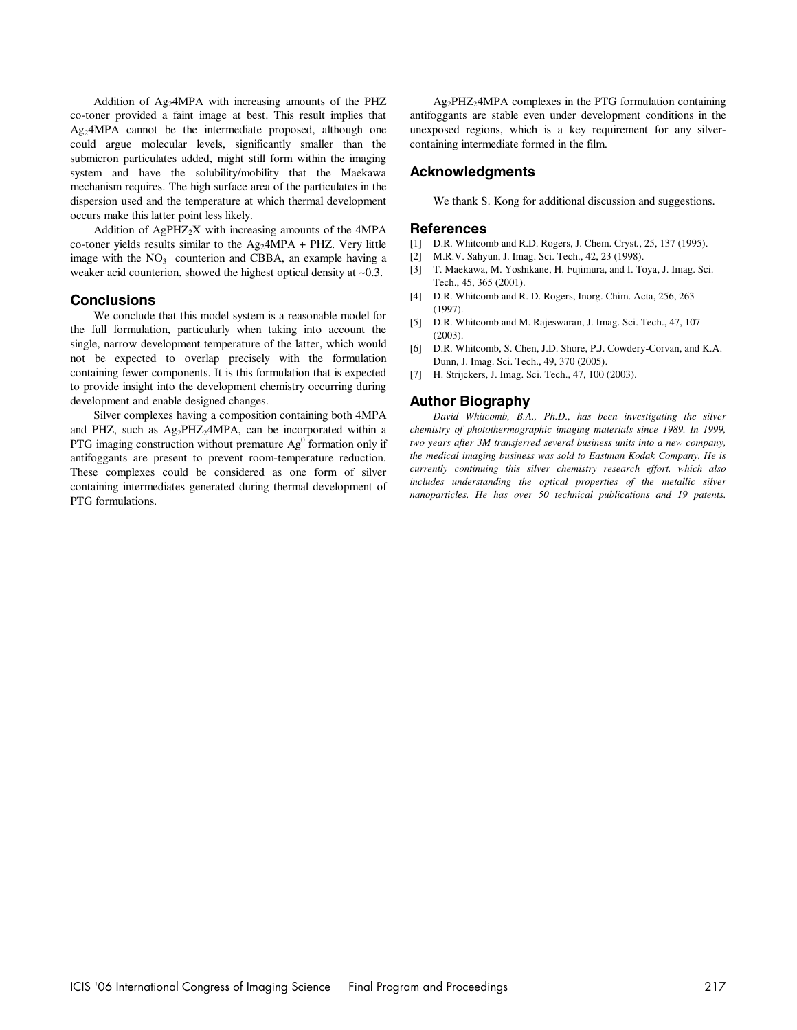Addition of $Ag_2$4MPA with increasing amounts of the PHZ co-toner provided a faint image at best. This result implies that $Ag_2$4MPA cannot be the intermediate proposed, although one could argue molecular levels, significantly smaller than the submicron particulates added, might still form within the imaging system and have the solubility/mobility that the Maekawa mechanism requires. The high surface area of the particulates in the dispersion used and the temperature at which thermal development occurs make this latter point less likely.

Addition of $AgPHZ_2X$ with increasing amounts of the 4MPA co-toner yields results similar to the $Ag_2$4MPA + PHZ. Very little image with the $NO_3^-$ counterion and CBBA, an example having a weaker acid counterion, showed the highest optical density at ~0.3.

## Conclusions

We conclude that this model system is a reasonable model for the full formulation, particularly when taking into account the single, narrow development temperature of the latter, which would not be expected to overlap precisely with the formulation containing fewer components. It is this formulation that is expected to provide insight into the development chemistry occurring during development and enable designed changes.

Silver complexes having a composition containing both 4MPA and PHZ, such as $Ag_2PHZ_2$4MPA, can be incorporated within a PTG imaging construction without premature $Ag^0$ formation only if antifoggants are present to prevent room-temperature reduction. These complexes could be considered as one form of silver containing intermediates generated during thermal development of PTG formulations.

$Ag_2PHZ_2$4MPA complexes in the PTG formulation containing antifoggants are stable even under development conditions in the unexposed regions, which is a key requirement for any silver-containing intermediate formed in the film.

## Acknowledgments

We thank S. Kong for additional discussion and suggestions.

## References

[1] D.R. Whitcomb and R.D. Rogers, J. Chem. Cryst., 25, 137 (1995).
[2] M.R.V. Sahyun, J. Imag. Sci. Tech., 42, 23 (1998).
[3] T. Maekawa, M. Yoshikane, H. Fujimura, and I. Toya, J. Imag. Sci. Tech., 45, 365 (2001).
[4] D.R. Whitcomb and R. D. Rogers, Inorg. Chim. Acta, 256, 263 (1997).
[5] D.R. Whitcomb and M. Rajeswaran, J. Imag. Sci. Tech., 47, 107 (2003).
[6] D.R. Whitcomb, S. Chen, J.D. Shore, P.J. Cowdery-Corvan, and K.A. Dunn, J. Imag. Sci. Tech., 49, 370 (2005).
[7] H. Strijckers, J. Imag. Sci. Tech., 47, 100 (2003).

## Author Biography

*David Whitcomb, B.A., Ph.D., has been investigating the silver chemistry of photothermographic imaging materials since 1989. In 1999, two years after 3M transferred several business units into a new company, the medical imaging business was sold to Eastman Kodak Company. He is currently continuing this silver chemistry research effort, which also includes understanding the optical properties of the metallic silver nanoparticles. He has over 50 technical publications and 19 patents.*